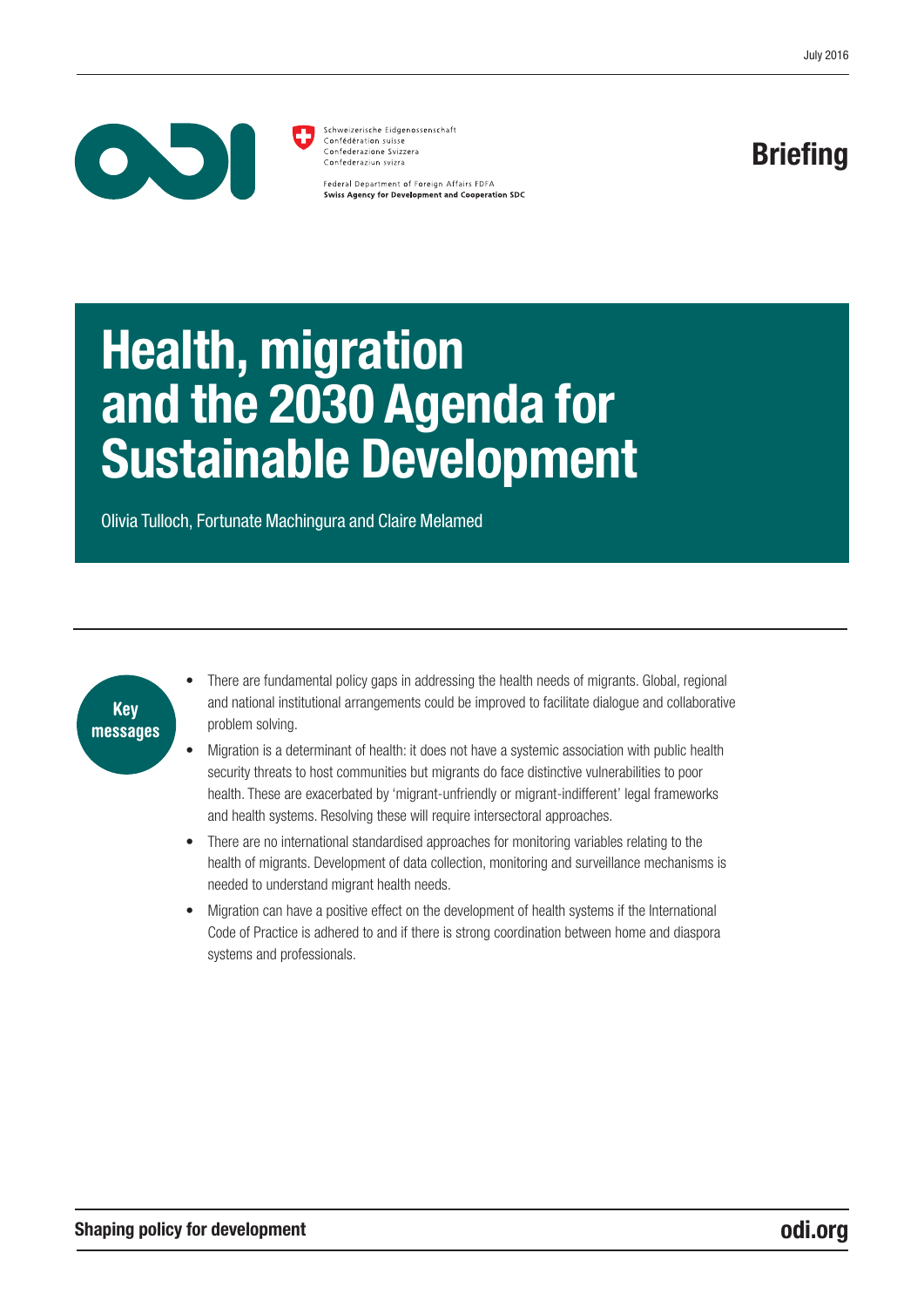July 2016

Schweizerische Eidgenossenschaft
Confédération suisse
Confederazione Svizzera
Confederaziun svizra

Federal Department of Foreign Affairs FDFA
**Swiss Agency for Development and Cooperation SDC**

**Briefing**

# Health, migration and the 2030 Agenda for Sustainable Development

Olivia Tulloch, Fortunate Machingura and Claire Melamed

**Key messages**

- There are fundamental policy gaps in addressing the health needs of migrants. Global, regional and national institutional arrangements could be improved to facilitate dialogue and collaborative problem solving.
- Migration is a determinant of health: it does not have a systemic association with public health security threats to host communities but migrants do face distinctive vulnerabilities to poor health. These are exacerbated by 'migrant-unfriendly or migrant-indifferent' legal frameworks and health systems. Resolving these will require intersectoral approaches.
- There are no international standardised approaches for monitoring variables relating to the health of migrants. Development of data collection, monitoring and surveillance mechanisms is needed to understand migrant health needs.
- Migration can have a positive effect on the development of health systems if the International Code of Practice is adhered to and if there is strong coordination between home and diaspora systems and professionals.

**Shaping policy for development** **odi.org**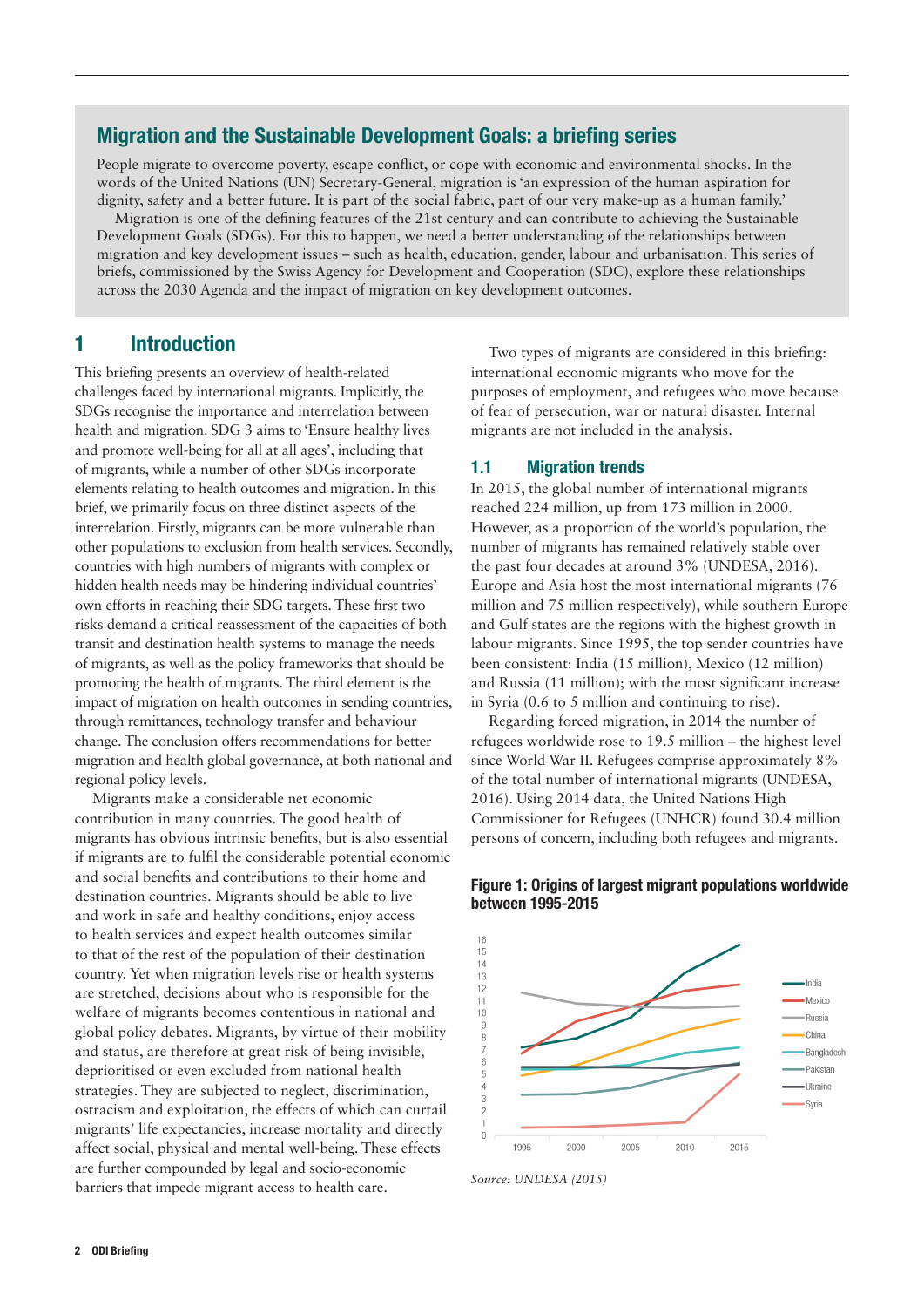## Migration and the Sustainable Development Goals: a briefing series

People migrate to overcome poverty, escape conflict, or cope with economic and environmental shocks. In the words of the United Nations (UN) Secretary-General, migration is 'an expression of the human aspiration for dignity, safety and a better future. It is part of the social fabric, part of our very make-up as a human family.'

Migration is one of the defining features of the 21st century and can contribute to achieving the Sustainable Development Goals (SDGs). For this to happen, we need a better understanding of the relationships between migration and key development issues – such as health, education, gender, labour and urbanisation. This series of briefs, commissioned by the Swiss Agency for Development and Cooperation (SDC), explore these relationships across the 2030 Agenda and the impact of migration on key development outcomes.

# 1 Introduction

This briefing presents an overview of health-related challenges faced by international migrants. Implicitly, the SDGs recognise the importance and interrelation between health and migration. SDG 3 aims to 'Ensure healthy lives and promote well-being for all at all ages', including that of migrants, while a number of other SDGs incorporate elements relating to health outcomes and migration. In this brief, we primarily focus on three distinct aspects of the interrelation. Firstly, migrants can be more vulnerable than other populations to exclusion from health services. Secondly, countries with high numbers of migrants with complex or hidden health needs may be hindering individual countries' own efforts in reaching their SDG targets. These first two risks demand a critical reassessment of the capacities of both transit and destination health systems to manage the needs of migrants, as well as the policy frameworks that should be promoting the health of migrants. The third element is the impact of migration on health outcomes in sending countries, through remittances, technology transfer and behaviour change. The conclusion offers recommendations for better migration and health global governance, at both national and regional policy levels.

Migrants make a considerable net economic contribution in many countries. The good health of migrants has obvious intrinsic benefits, but is also essential if migrants are to fulfil the considerable potential economic and social benefits and contributions to their home and destination countries. Migrants should be able to live and work in safe and healthy conditions, enjoy access to health services and expect health outcomes similar to that of the rest of the population of their destination country. Yet when migration levels rise or health systems are stretched, decisions about who is responsible for the welfare of migrants becomes contentious in national and global policy debates. Migrants, by virtue of their mobility and status, are therefore at great risk of being invisible, deprioritised or even excluded from national health strategies. They are subjected to neglect, discrimination, ostracism and exploitation, the effects of which can curtail migrants' life expectancies, increase mortality and directly affect social, physical and mental well-being. These effects are further compounded by legal and socio-economic barriers that impede migrant access to health care.

Two types of migrants are considered in this briefing: international economic migrants who move for the purposes of employment, and refugees who move because of fear of persecution, war or natural disaster. Internal migrants are not included in the analysis.

## 1.1 Migration trends

In 2015, the global number of international migrants reached 224 million, up from 173 million in 2000. However, as a proportion of the world's population, the number of migrants has remained relatively stable over the past four decades at around 3% (UNDESA, 2016). Europe and Asia host the most international migrants (76 million and 75 million respectively), while southern Europe and Gulf states are the regions with the highest growth in labour migrants. Since 1995, the top sender countries have been consistent: India (15 million), Mexico (12 million) and Russia (11 million); with the most significant increase in Syria (0.6 to 5 million and continuing to rise).

Regarding forced migration, in 2014 the number of refugees worldwide rose to 19.5 million – the highest level since World War II. Refugees comprise approximately 8% of the total number of international migrants (UNDESA, 2016). Using 2014 data, the United Nations High Commissioner for Refugees (UNHCR) found 30.4 million persons of concern, including both refugees and migrants.

**Figure 1: Origins of largest migrant populations worldwide between 1995-2015**

*Source: UNDESA (2015)*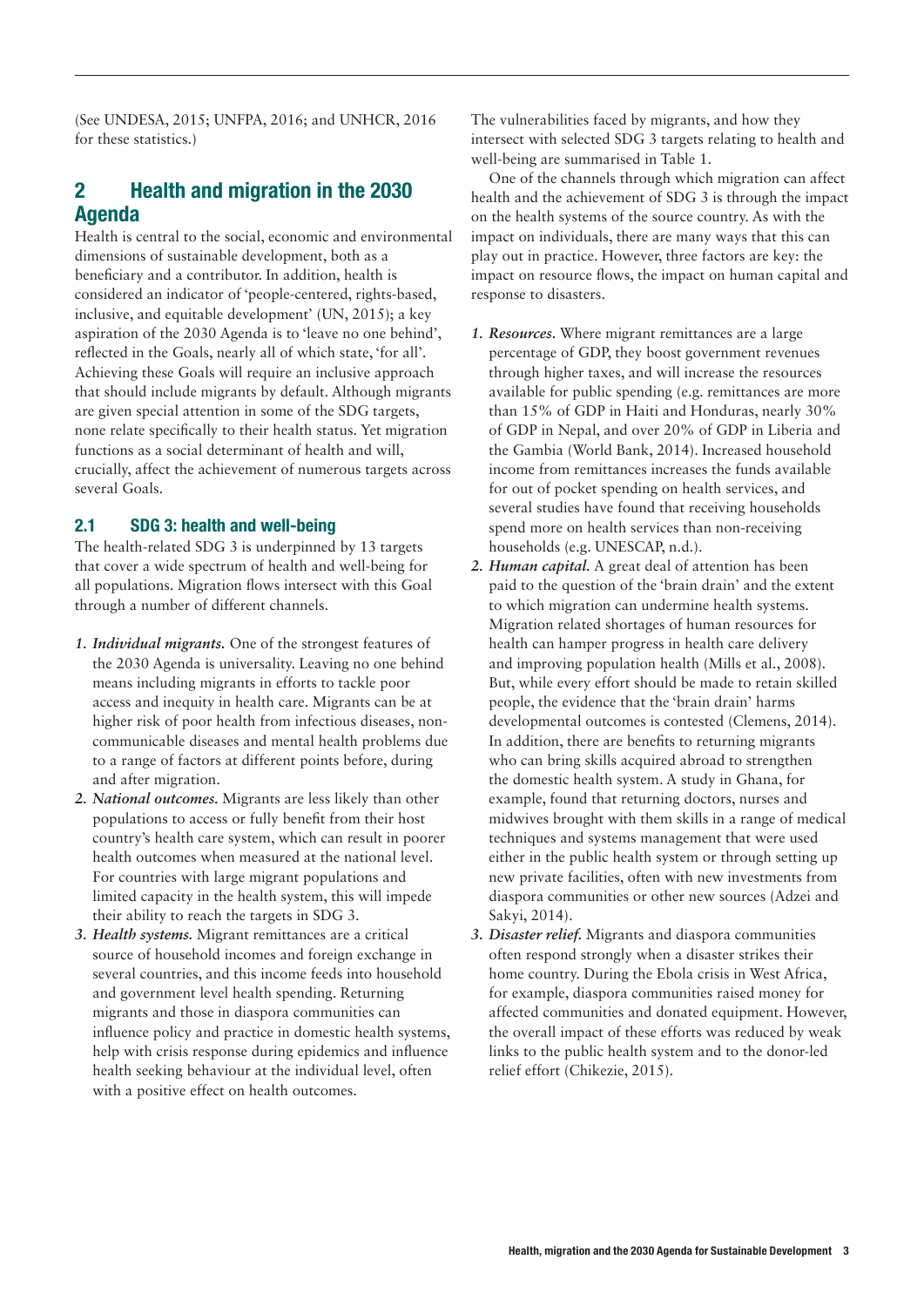(See UNDESA, 2015; UNFPA, 2016; and UNHCR, 2016 for these statistics.)

## 2 Health and migration in the 2030 Agenda

Health is central to the social, economic and environmental dimensions of sustainable development, both as a beneficiary and a contributor. In addition, health is considered an indicator of 'people-centered, rights-based, inclusive, and equitable development' (UN, 2015); a key aspiration of the 2030 Agenda is to 'leave no one behind', reflected in the Goals, nearly all of which state, 'for all'. Achieving these Goals will require an inclusive approach that should include migrants by default. Although migrants are given special attention in some of the SDG targets, none relate specifically to their health status. Yet migration functions as a social determinant of health and will, crucially, affect the achievement of numerous targets across several Goals.

### 2.1 SDG 3: health and well-being

The health-related SDG 3 is underpinned by 13 targets that cover a wide spectrum of health and well-being for all populations. Migration flows intersect with this Goal through a number of different channels.

1. ***Individual migrants.*** One of the strongest features of the 2030 Agenda is universality. Leaving no one behind means including migrants in efforts to tackle poor access and inequity in health care. Migrants can be at higher risk of poor health from infectious diseases, non-communicable diseases and mental health problems due to a range of factors at different points before, during and after migration.
2. ***National outcomes.*** Migrants are less likely than other populations to access or fully benefit from their host country's health care system, which can result in poorer health outcomes when measured at the national level. For countries with large migrant populations and limited capacity in the health system, this will impede their ability to reach the targets in SDG 3.
3. ***Health systems.*** Migrant remittances are a critical source of household incomes and foreign exchange in several countries, and this income feeds into household and government level health spending. Returning migrants and those in diaspora communities can influence policy and practice in domestic health systems, help with crisis response during epidemics and influence health seeking behaviour at the individual level, often with a positive effect on health outcomes.

The vulnerabilities faced by migrants, and how they intersect with selected SDG 3 targets relating to health and well-being are summarised in Table 1.

One of the channels through which migration can affect health and the achievement of SDG 3 is through the impact on the health systems of the source country. As with the impact on individuals, there are many ways that this can play out in practice. However, three factors are key: the impact on resource flows, the impact on human capital and response to disasters.

1. ***Resources.*** Where migrant remittances are a large percentage of GDP, they boost government revenues through higher taxes, and will increase the resources available for public spending (e.g. remittances are more than 15% of GDP in Haiti and Honduras, nearly 30% of GDP in Nepal, and over 20% of GDP in Liberia and the Gambia (World Bank, 2014). Increased household income from remittances increases the funds available for out of pocket spending on health services, and several studies have found that receiving households spend more on health services than non-receiving households (e.g. UNESCAP, n.d.).
2. ***Human capital.*** A great deal of attention has been paid to the question of the 'brain drain' and the extent to which migration can undermine health systems. Migration related shortages of human resources for health can hamper progress in health care delivery and improving population health (Mills et al., 2008). But, while every effort should be made to retain skilled people, the evidence that the 'brain drain' harms developmental outcomes is contested (Clemens, 2014). In addition, there are benefits to returning migrants who can bring skills acquired abroad to strengthen the domestic health system. A study in Ghana, for example, found that returning doctors, nurses and midwives brought with them skills in a range of medical techniques and systems management that were used either in the public health system or through setting up new private facilities, often with new investments from diaspora communities or other new sources (Adzei and Sakyi, 2014).
3. ***Disaster relief.*** Migrants and diaspora communities often respond strongly when a disaster strikes their home country. During the Ebola crisis in West Africa, for example, diaspora communities raised money for affected communities and donated equipment. However, the overall impact of these efforts was reduced by weak links to the public health system and to the donor-led relief effort (Chikezie, 2015).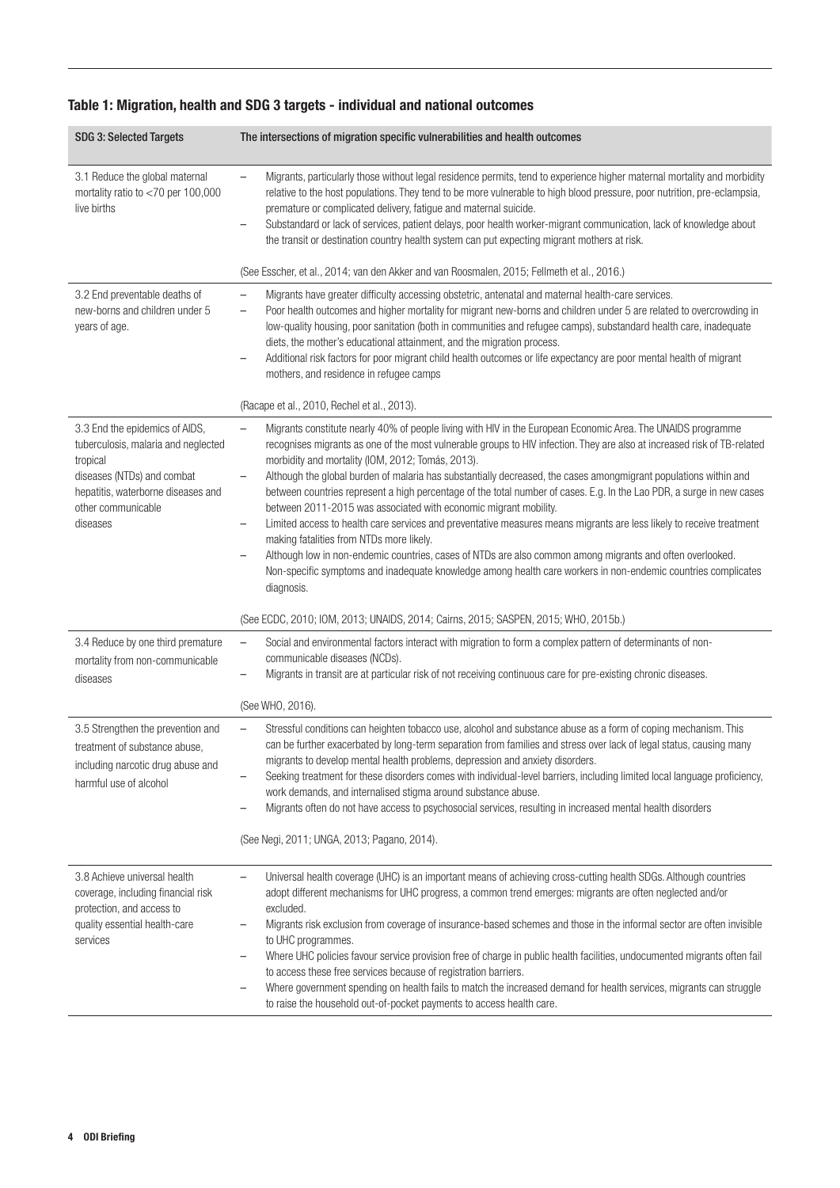## Table 1: Migration, health and SDG 3 targets - individual and national outcomes

| SDG 3: Selected Targets | The intersections of migration specific vulnerabilities and health outcomes |
|---|---|
| 3.1 Reduce the global maternal mortality ratio to <70 per 100,000 live births | – Migrants, particularly those without legal residence permits, tend to experience higher maternal mortality and morbidity relative to the host populations. They tend to be more vulnerable to high blood pressure, poor nutrition, pre-eclampsia, premature or complicated delivery, fatigue and maternal suicide.<br>– Substandard or lack of services, patient delays, poor health worker-migrant communication, lack of knowledge about the transit or destination country health system can put expecting migrant mothers at risk.<br><br>(See Esscher, et al., 2014; van den Akker and van Roosmalen, 2015; Fellmeth et al., 2016.) |
| 3.2 End preventable deaths of new-borns and children under 5 years of age. | – Migrants have greater difficulty accessing obstetric, antenatal and maternal health-care services.<br>– Poor health outcomes and higher mortality for migrant new-borns and children under 5 are related to overcrowding in low-quality housing, poor sanitation (both in communities and refugee camps), substandard health care, inadequate diets, the mother's educational attainment, and the migration process.<br>– Additional risk factors for poor migrant child health outcomes or life expectancy are poor mental health of migrant mothers, and residence in refugee camps<br><br>(Racape et al., 2010, Rechel et al., 2013). |
| 3.3 End the epidemics of AIDS, tuberculosis, malaria and neglected tropical diseases (NTDs) and combat hepatitis, waterborne diseases and other communicable diseases | – Migrants constitute nearly 40% of people living with HIV in the European Economic Area. The UNAIDS programme recognises migrants as one of the most vulnerable groups to HIV infection. They are also at increased risk of TB-related morbidity and mortality (IOM, 2012; Tomás, 2013).<br>– Although the global burden of malaria has substantially decreased, the cases amongmigrant populations within and between countries represent a high percentage of the total number of cases. E.g. In the Lao PDR, a surge in new cases between 2011-2015 was associated with economic migrant mobility.<br>– Limited access to health care services and preventative measures means migrants are less likely to receive treatment making fatalities from NTDs more likely.<br>– Although low in non-endemic countries, cases of NTDs are also common among migrants and often overlooked. Non-specific symptoms and inadequate knowledge among health care workers in non-endemic countries complicates diagnosis.<br><br>(See ECDC, 2010; IOM, 2013; UNAIDS, 2014; Cairns, 2015; SASPEN, 2015; WHO, 2015b.) |
| 3.4 Reduce by one third premature mortality from non-communicable diseases | – Social and environmental factors interact with migration to form a complex pattern of determinants of non-communicable diseases (NCDs).<br>– Migrants in transit are at particular risk of not receiving continuous care for pre-existing chronic diseases.<br><br>(See WHO, 2016). |
| 3.5 Strengthen the prevention and treatment of substance abuse, including narcotic drug abuse and harmful use of alcohol | – Stressful conditions can heighten tobacco use, alcohol and substance abuse as a form of coping mechanism. This can be further exacerbated by long-term separation from families and stress over lack of legal status, causing many migrants to develop mental health problems, depression and anxiety disorders.<br>– Seeking treatment for these disorders comes with individual-level barriers, including limited local language proficiency, work demands, and internalised stigma around substance abuse.<br>– Migrants often do not have access to psychosocial services, resulting in increased mental health disorders<br><br>(See Negi, 2011; UNGA, 2013; Pagano, 2014). |
| 3.8 Achieve universal health coverage, including financial risk protection, and access to quality essential health-care services | – Universal health coverage (UHC) is an important means of achieving cross-cutting health SDGs. Although countries adopt different mechanisms for UHC progress, a common trend emerges: migrants are often neglected and/or excluded.<br>– Migrants risk exclusion from coverage of insurance-based schemes and those in the informal sector are often invisible to UHC programmes.<br>– Where UHC policies favour service provision free of charge in public health facilities, undocumented migrants often fail to access these free services because of registration barriers.<br>– Where government spending on health fails to match the increased demand for health services, migrants can struggle to raise the household out-of-pocket payments to access health care. |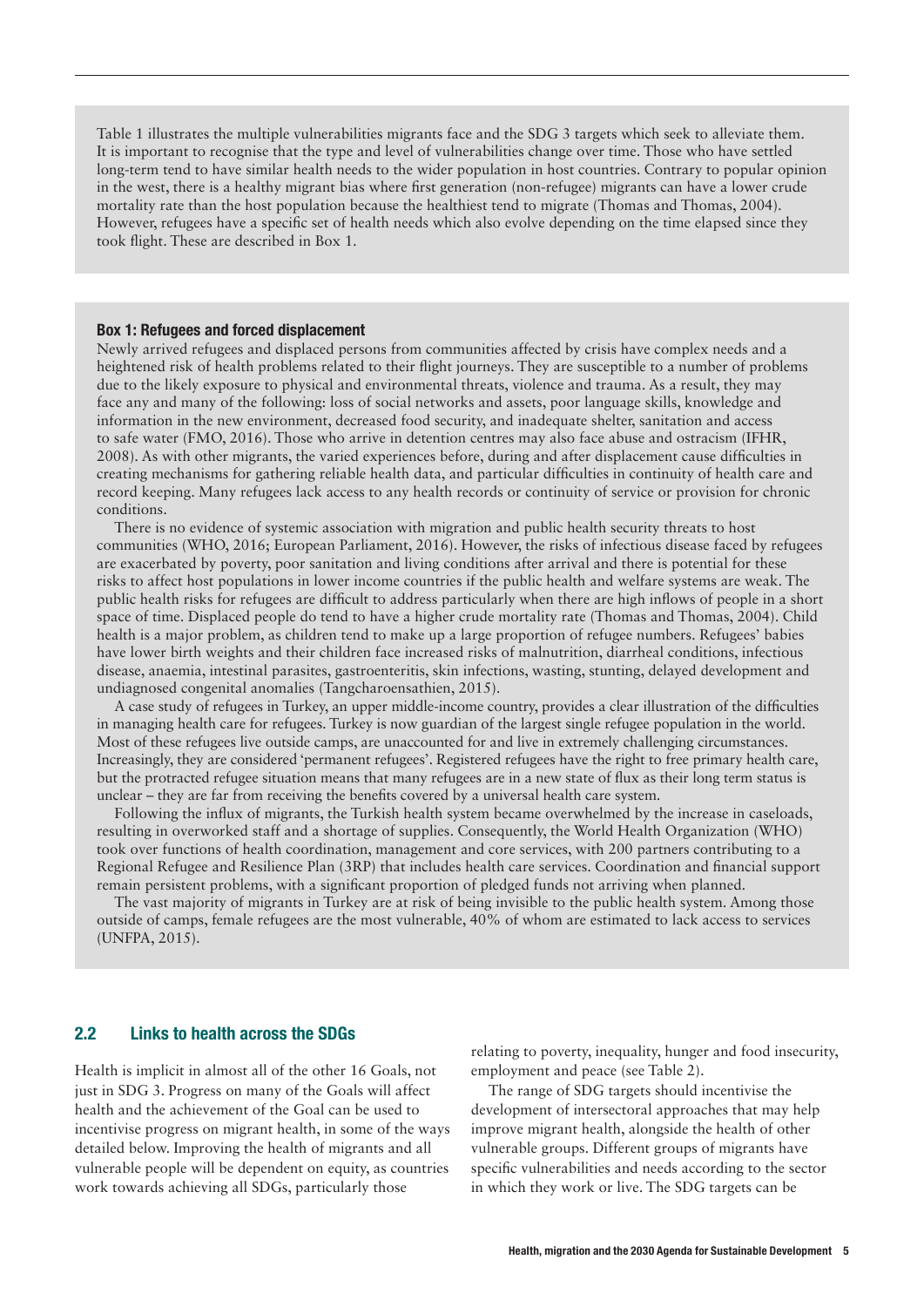Table 1 illustrates the multiple vulnerabilities migrants face and the SDG 3 targets which seek to alleviate them. It is important to recognise that the type and level of vulnerabilities change over time. Those who have settled long-term tend to have similar health needs to the wider population in host countries. Contrary to popular opinion in the west, there is a healthy migrant bias where first generation (non-refugee) migrants can have a lower crude mortality rate than the host population because the healthiest tend to migrate (Thomas and Thomas, 2004). However, refugees have a specific set of health needs which also evolve depending on the time elapsed since they took flight. These are described in Box 1.

**Box 1: Refugees and forced displacement**

Newly arrived refugees and displaced persons from communities affected by crisis have complex needs and a heightened risk of health problems related to their flight journeys. They are susceptible to a number of problems due to the likely exposure to physical and environmental threats, violence and trauma. As a result, they may face any and many of the following: loss of social networks and assets, poor language skills, knowledge and information in the new environment, decreased food security, and inadequate shelter, sanitation and access to safe water (FMO, 2016). Those who arrive in detention centres may also face abuse and ostracism (IFHR, 2008). As with other migrants, the varied experiences before, during and after displacement cause difficulties in creating mechanisms for gathering reliable health data, and particular difficulties in continuity of health care and record keeping. Many refugees lack access to any health records or continuity of service or provision for chronic conditions.

There is no evidence of systemic association with migration and public health security threats to host communities (WHO, 2016; European Parliament, 2016). However, the risks of infectious disease faced by refugees are exacerbated by poverty, poor sanitation and living conditions after arrival and there is potential for these risks to affect host populations in lower income countries if the public health and welfare systems are weak. The public health risks for refugees are difficult to address particularly when there are high inflows of people in a short space of time. Displaced people do tend to have a higher crude mortality rate (Thomas and Thomas, 2004). Child health is a major problem, as children tend to make up a large proportion of refugee numbers. Refugees' babies have lower birth weights and their children face increased risks of malnutrition, diarrheal conditions, infectious disease, anaemia, intestinal parasites, gastroenteritis, skin infections, wasting, stunting, delayed development and undiagnosed congenital anomalies (Tangcharoensathien, 2015).

A case study of refugees in Turkey, an upper middle-income country, provides a clear illustration of the difficulties in managing health care for refugees. Turkey is now guardian of the largest single refugee population in the world. Most of these refugees live outside camps, are unaccounted for and live in extremely challenging circumstances. Increasingly, they are considered 'permanent refugees'. Registered refugees have the right to free primary health care, but the protracted refugee situation means that many refugees are in a new state of flux as their long term status is unclear – they are far from receiving the benefits covered by a universal health care system.

Following the influx of migrants, the Turkish health system became overwhelmed by the increase in caseloads, resulting in overworked staff and a shortage of supplies. Consequently, the World Health Organization (WHO) took over functions of health coordination, management and core services, with 200 partners contributing to a Regional Refugee and Resilience Plan (3RP) that includes health care services. Coordination and financial support remain persistent problems, with a significant proportion of pledged funds not arriving when planned.

The vast majority of migrants in Turkey are at risk of being invisible to the public health system. Among those outside of camps, female refugees are the most vulnerable, 40% of whom are estimated to lack access to services (UNFPA, 2015).

## 2.2 Links to health across the SDGs

Health is implicit in almost all of the other 16 Goals, not just in SDG 3. Progress on many of the Goals will affect health and the achievement of the Goal can be used to incentivise progress on migrant health, in some of the ways detailed below. Improving the health of migrants and all vulnerable people will be dependent on equity, as countries work towards achieving all SDGs, particularly those relating to poverty, inequality, hunger and food insecurity, employment and peace (see Table 2).

The range of SDG targets should incentivise the development of intersectoral approaches that may help improve migrant health, alongside the health of other vulnerable groups. Different groups of migrants have specific vulnerabilities and needs according to the sector in which they work or live. The SDG targets can be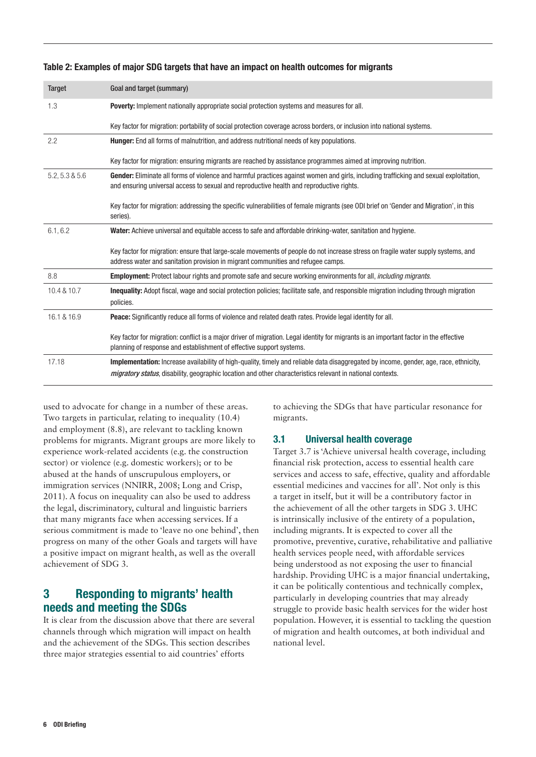**Table 2: Examples of major SDG targets that have an impact on health outcomes for migrants**

| Target | Goal and target (summary) |
|---|---|
| 1.3 | **Poverty:** Implement nationally appropriate social protection systems and measures for all.<br><br>Key factor for migration: portability of social protection coverage across borders, or inclusion into national systems. |
| 2.2 | **Hunger:** End all forms of malnutrition, and address nutritional needs of key populations.<br><br>Key factor for migration: ensuring migrants are reached by assistance programmes aimed at improving nutrition. |
| 5.2, 5.3 & 5.6 | **Gender:** Eliminate all forms of violence and harmful practices against women and girls, including trafficking and sexual exploitation, and ensuring universal access to sexual and reproductive health and reproductive rights.<br><br>Key factor for migration: addressing the specific vulnerabilities of female migrants (see ODI brief on 'Gender and Migration', in this series). |
| 6.1, 6.2 | **Water:** Achieve universal and equitable access to safe and affordable drinking-water, sanitation and hygiene.<br><br>Key factor for migration: ensure that large-scale movements of people do not increase stress on fragile water supply systems, and address water and sanitation provision in migrant communities and refugee camps. |
| 8.8 | **Employment:** Protect labour rights and promote safe and secure working environments for all, *including migrants*. |
| 10.4 & 10.7 | **Inequality:** Adopt fiscal, wage and social protection policies; facilitate safe, and responsible migration including through migration policies. |
| 16.1 & 16.9 | **Peace:** Significantly reduce all forms of violence and related death rates. Provide legal identity for all.<br><br>Key factor for migration: conflict is a major driver of migration. Legal identity for migrants is an important factor in the effective planning of response and establishment of effective support systems. |
| 17.18 | **Implementation:** Increase availability of high-quality, timely and reliable data disaggregated by income, gender, age, race, ethnicity, ***migratory status***, disability, geographic location and other characteristics relevant in national contexts. |

used to advocate for change in a number of these areas. Two targets in particular, relating to inequality (10.4) and employment (8.8), are relevant to tackling known problems for migrants. Migrant groups are more likely to experience work-related accidents (e.g. the construction sector) or violence (e.g. domestic workers); or to be abused at the hands of unscrupulous employers, or immigration services (NNIRR, 2008; Long and Crisp, 2011). A focus on inequality can also be used to address the legal, discriminatory, cultural and linguistic barriers that many migrants face when accessing services. If a serious commitment is made to 'leave no one behind', then progress on many of the other Goals and targets will have a positive impact on migrant health, as well as the overall achievement of SDG 3.

## 3 Responding to migrants' health needs and meeting the SDGs

It is clear from the discussion above that there are several channels through which migration will impact on health and the achievement of the SDGs. This section describes three major strategies essential to aid countries' efforts to achieving the SDGs that have particular resonance for migrants.

### 3.1 Universal health coverage

Target 3.7 is 'Achieve universal health coverage, including financial risk protection, access to essential health care services and access to safe, effective, quality and affordable essential medicines and vaccines for all'. Not only is this a target in itself, but it will be a contributory factor in the achievement of all the other targets in SDG 3. UHC is intrinsically inclusive of the entirety of a population, including migrants. It is expected to cover all the promotive, preventive, curative, rehabilitative and palliative health services people need, with affordable services being understood as not exposing the user to financial hardship. Providing UHC is a major financial undertaking, it can be politically contentious and technically complex, particularly in developing countries that may already struggle to provide basic health services for the wider host population. However, it is essential to tackling the question of migration and health outcomes, at both individual and national level.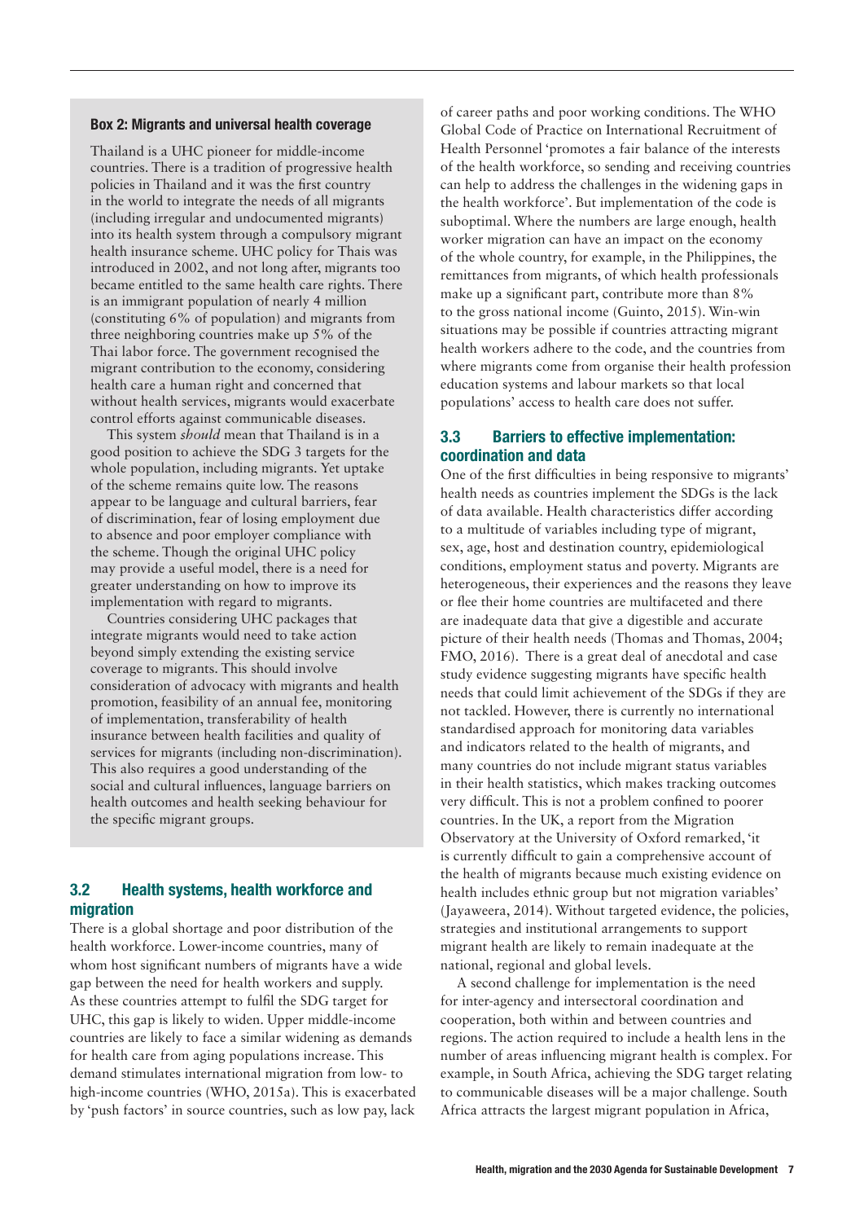### Box 2: Migrants and universal health coverage

Thailand is a UHC pioneer for middle-income countries. There is a tradition of progressive health policies in Thailand and it was the first country in the world to integrate the needs of all migrants (including irregular and undocumented migrants) into its health system through a compulsory migrant health insurance scheme. UHC policy for Thais was introduced in 2002, and not long after, migrants too became entitled to the same health care rights. There is an immigrant population of nearly 4 million (constituting 6% of population) and migrants from three neighboring countries make up 5% of the Thai labor force. The government recognised the migrant contribution to the economy, considering health care a human right and concerned that without health services, migrants would exacerbate control efforts against communicable diseases.

This system *should* mean that Thailand is in a good position to achieve the SDG 3 targets for the whole population, including migrants. Yet uptake of the scheme remains quite low. The reasons appear to be language and cultural barriers, fear of discrimination, fear of losing employment due to absence and poor employer compliance with the scheme. Though the original UHC policy may provide a useful model, there is a need for greater understanding on how to improve its implementation with regard to migrants.

Countries considering UHC packages that integrate migrants would need to take action beyond simply extending the existing service coverage to migrants. This should involve consideration of advocacy with migrants and health promotion, feasibility of an annual fee, monitoring of implementation, transferability of health insurance between health facilities and quality of services for migrants (including non-discrimination). This also requires a good understanding of the social and cultural influences, language barriers on health outcomes and health seeking behaviour for the specific migrant groups.

## 3.2 Health systems, health workforce and migration

There is a global shortage and poor distribution of the health workforce. Lower-income countries, many of whom host significant numbers of migrants have a wide gap between the need for health workers and supply. As these countries attempt to fulfil the SDG target for UHC, this gap is likely to widen. Upper middle-income countries are likely to face a similar widening as demands for health care from aging populations increase. This demand stimulates international migration from low- to high-income countries (WHO, 2015a). This is exacerbated by 'push factors' in source countries, such as low pay, lack of career paths and poor working conditions. The WHO Global Code of Practice on International Recruitment of Health Personnel 'promotes a fair balance of the interests of the health workforce, so sending and receiving countries can help to address the challenges in the widening gaps in the health workforce'. But implementation of the code is suboptimal. Where the numbers are large enough, health worker migration can have an impact on the economy of the whole country, for example, in the Philippines, the remittances from migrants, of which health professionals make up a significant part, contribute more than 8% to the gross national income (Guinto, 2015). Win-win situations may be possible if countries attracting migrant health workers adhere to the code, and the countries from where migrants come from organise their health profession education systems and labour markets so that local populations' access to health care does not suffer.

## 3.3 Barriers to effective implementation: coordination and data

One of the first difficulties in being responsive to migrants' health needs as countries implement the SDGs is the lack of data available. Health characteristics differ according to a multitude of variables including type of migrant, sex, age, host and destination country, epidemiological conditions, employment status and poverty. Migrants are heterogeneous, their experiences and the reasons they leave or flee their home countries are multifaceted and there are inadequate data that give a digestible and accurate picture of their health needs (Thomas and Thomas, 2004; FMO, 2016). There is a great deal of anecdotal and case study evidence suggesting migrants have specific health needs that could limit achievement of the SDGs if they are not tackled. However, there is currently no international standardised approach for monitoring data variables and indicators related to the health of migrants, and many countries do not include migrant status variables in their health statistics, which makes tracking outcomes very difficult. This is not a problem confined to poorer countries. In the UK, a report from the Migration Observatory at the University of Oxford remarked, 'it is currently difficult to gain a comprehensive account of the health of migrants because much existing evidence on health includes ethnic group but not migration variables' (Jayaweera, 2014). Without targeted evidence, the policies, strategies and institutional arrangements to support migrant health are likely to remain inadequate at the national, regional and global levels.

A second challenge for implementation is the need for inter-agency and intersectoral coordination and cooperation, both within and between countries and regions. The action required to include a health lens in the number of areas influencing migrant health is complex. For example, in South Africa, achieving the SDG target relating to communicable diseases will be a major challenge. South Africa attracts the largest migrant population in Africa,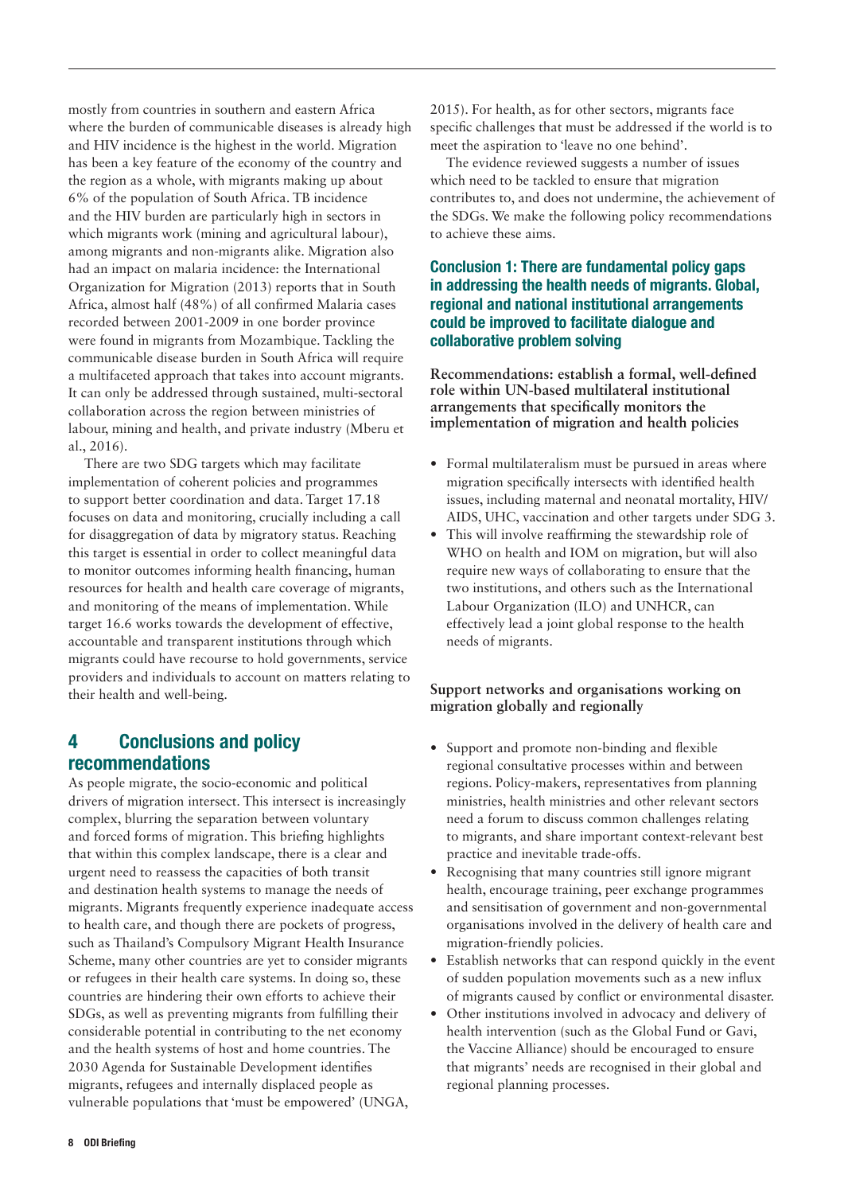mostly from countries in southern and eastern Africa where the burden of communicable diseases is already high and HIV incidence is the highest in the world. Migration has been a key feature of the economy of the country and the region as a whole, with migrants making up about 6% of the population of South Africa. TB incidence and the HIV burden are particularly high in sectors in which migrants work (mining and agricultural labour), among migrants and non-migrants alike. Migration also had an impact on malaria incidence: the International Organization for Migration (2013) reports that in South Africa, almost half (48%) of all confirmed Malaria cases recorded between 2001-2009 in one border province were found in migrants from Mozambique. Tackling the communicable disease burden in South Africa will require a multifaceted approach that takes into account migrants. It can only be addressed through sustained, multi-sectoral collaboration across the region between ministries of labour, mining and health, and private industry (Mberu et al., 2016).

There are two SDG targets which may facilitate implementation of coherent policies and programmes to support better coordination and data. Target 17.18 focuses on data and monitoring, crucially including a call for disaggregation of data by migratory status. Reaching this target is essential in order to collect meaningful data to monitor outcomes informing health financing, human resources for health and health care coverage of migrants, and monitoring of the means of implementation. While target 16.6 works towards the development of effective, accountable and transparent institutions through which migrants could have recourse to hold governments, service providers and individuals to account on matters relating to their health and well-being.

## 4 Conclusions and policy recommendations

As people migrate, the socio-economic and political drivers of migration intersect. This intersect is increasingly complex, blurring the separation between voluntary and forced forms of migration. This briefing highlights that within this complex landscape, there is a clear and urgent need to reassess the capacities of both transit and destination health systems to manage the needs of migrants. Migrants frequently experience inadequate access to health care, and though there are pockets of progress, such as Thailand's Compulsory Migrant Health Insurance Scheme, many other countries are yet to consider migrants or refugees in their health care systems. In doing so, these countries are hindering their own efforts to achieve their SDGs, as well as preventing migrants from fulfilling their considerable potential in contributing to the net economy and the health systems of host and home countries. The 2030 Agenda for Sustainable Development identifies migrants, refugees and internally displaced people as vulnerable populations that 'must be empowered' (UNGA, 2015). For health, as for other sectors, migrants face specific challenges that must be addressed if the world is to meet the aspiration to 'leave no one behind'.

The evidence reviewed suggests a number of issues which need to be tackled to ensure that migration contributes to, and does not undermine, the achievement of the SDGs. We make the following policy recommendations to achieve these aims.

### Conclusion 1: There are fundamental policy gaps in addressing the health needs of migrants. Global, regional and national institutional arrangements could be improved to facilitate dialogue and collaborative problem solving

**Recommendations: establish a formal, well-defined role within UN-based multilateral institutional arrangements that specifically monitors the implementation of migration and health policies**

- Formal multilateralism must be pursued in areas where migration specifically intersects with identified health issues, including maternal and neonatal mortality, HIV/AIDS, UHC, vaccination and other targets under SDG 3.
- This will involve reaffirming the stewardship role of WHO on health and IOM on migration, but will also require new ways of collaborating to ensure that the two institutions, and others such as the International Labour Organization (ILO) and UNHCR, can effectively lead a joint global response to the health needs of migrants.

**Support networks and organisations working on migration globally and regionally**

- Support and promote non-binding and flexible regional consultative processes within and between regions. Policy-makers, representatives from planning ministries, health ministries and other relevant sectors need a forum to discuss common challenges relating to migrants, and share important context-relevant best practice and inevitable trade-offs.
- Recognising that many countries still ignore migrant health, encourage training, peer exchange programmes and sensitisation of government and non-governmental organisations involved in the delivery of health care and migration-friendly policies.
- Establish networks that can respond quickly in the event of sudden population movements such as a new influx of migrants caused by conflict or environmental disaster.
- Other institutions involved in advocacy and delivery of health intervention (such as the Global Fund or Gavi, the Vaccine Alliance) should be encouraged to ensure that migrants' needs are recognised in their global and regional planning processes.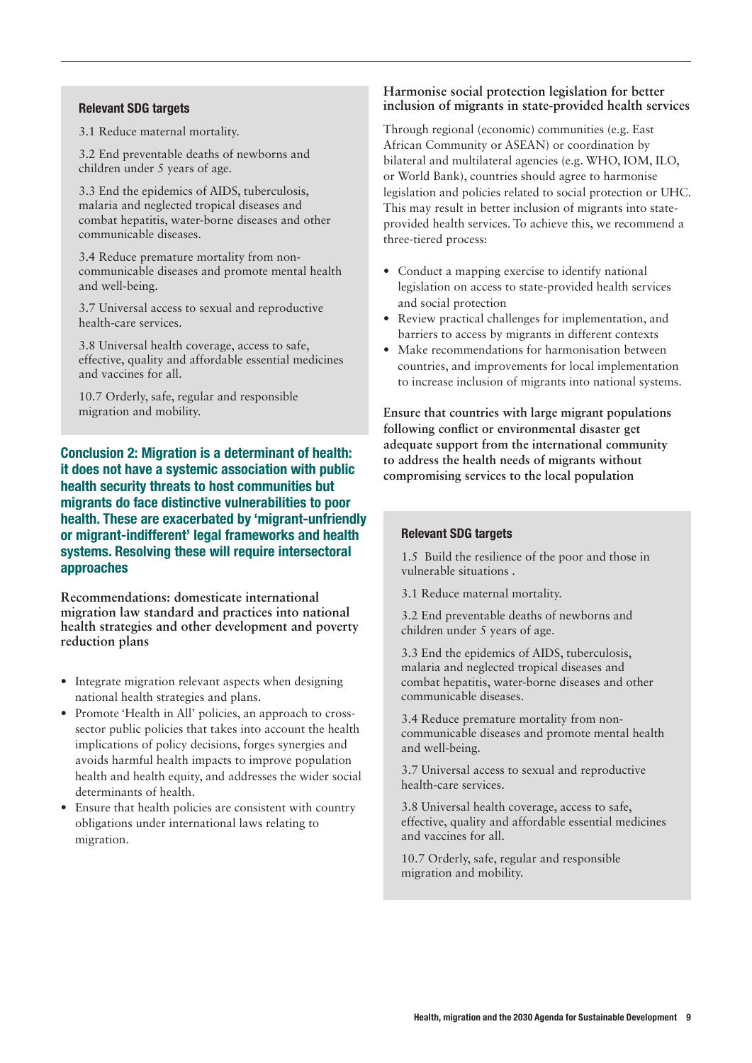**Relevant SDG targets**

3.1 Reduce maternal mortality.

3.2 End preventable deaths of newborns and children under 5 years of age.

3.3 End the epidemics of AIDS, tuberculosis, malaria and neglected tropical diseases and combat hepatitis, water-borne diseases and other communicable diseases.

3.4 Reduce premature mortality from non-communicable diseases and promote mental health and well-being.

3.7 Universal access to sexual and reproductive health-care services.

3.8 Universal health coverage, access to safe, effective, quality and affordable essential medicines and vaccines for all.

10.7 Orderly, safe, regular and responsible migration and mobility.

## Conclusion 2: Migration is a determinant of health: it does not have a systemic association with public health security threats to host communities but migrants do face distinctive vulnerabilities to poor health. These are exacerbated by 'migrant-unfriendly or migrant-indifferent' legal frameworks and health systems. Resolving these will require intersectoral approaches

### Recommendations: domesticate international migration law standard and practices into national health strategies and other development and poverty reduction plans

- Integrate migration relevant aspects when designing national health strategies and plans.
- Promote 'Health in All' policies, an approach to cross-sector public policies that takes into account the health implications of policy decisions, forges synergies and avoids harmful health impacts to improve population health and health equity, and addresses the wider social determinants of health.
- Ensure that health policies are consistent with country obligations under international laws relating to migration.

### Harmonise social protection legislation for better inclusion of migrants in state-provided health services

Through regional (economic) communities (e.g. East African Community or ASEAN) or coordination by bilateral and multilateral agencies (e.g. WHO, IOM, ILO, or World Bank), countries should agree to harmonise legislation and policies related to social protection or UHC. This may result in better inclusion of migrants into state-provided health services. To achieve this, we recommend a three-tiered process:

- Conduct a mapping exercise to identify national legislation on access to state-provided health services and social protection
- Review practical challenges for implementation, and barriers to access by migrants in different contexts
- Make recommendations for harmonisation between countries, and improvements for local implementation to increase inclusion of migrants into national systems.

### Ensure that countries with large migrant populations following conflict or environmental disaster get adequate support from the international community to address the health needs of migrants without compromising services to the local population

**Relevant SDG targets**

1.5 Build the resilience of the poor and those in vulnerable situations .

3.1 Reduce maternal mortality.

3.2 End preventable deaths of newborns and children under 5 years of age.

3.3 End the epidemics of AIDS, tuberculosis, malaria and neglected tropical diseases and combat hepatitis, water-borne diseases and other communicable diseases.

3.4 Reduce premature mortality from non-communicable diseases and promote mental health and well-being.

3.7 Universal access to sexual and reproductive health-care services.

3.8 Universal health coverage, access to safe, effective, quality and affordable essential medicines and vaccines for all.

10.7 Orderly, safe, regular and responsible migration and mobility.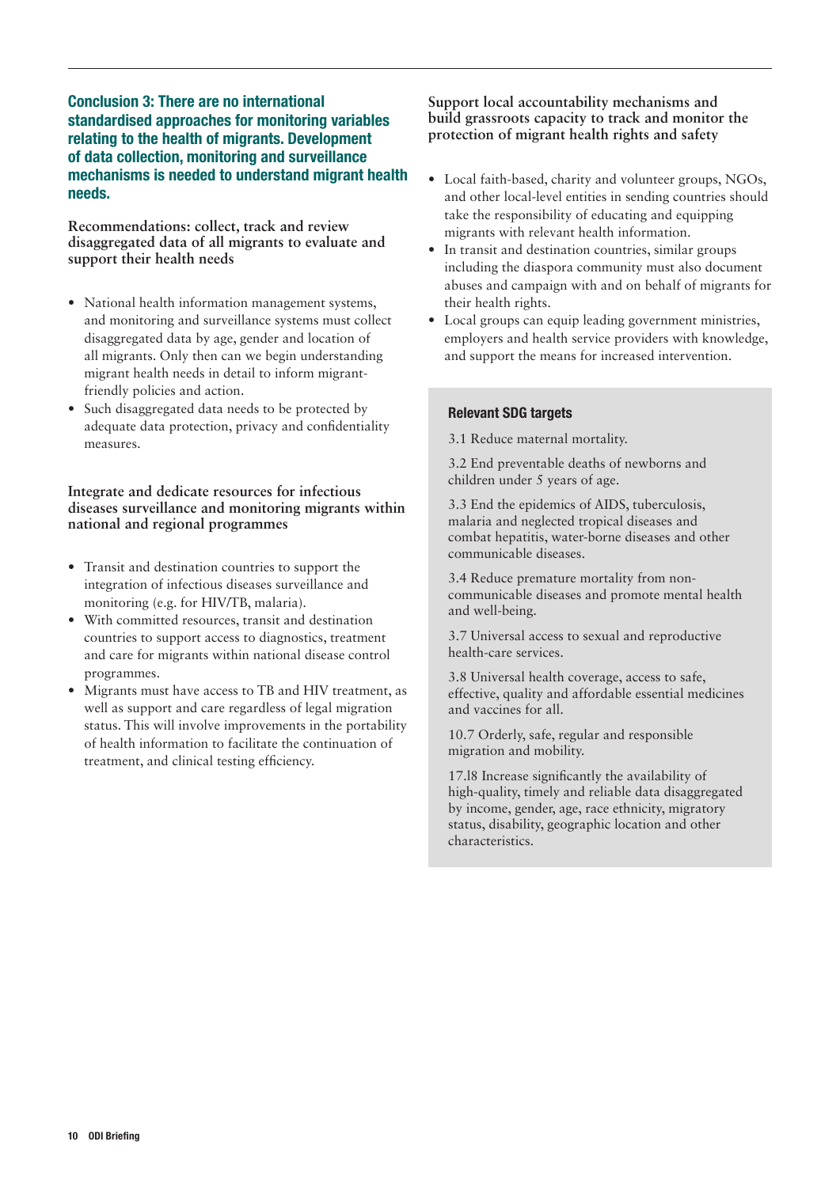### Conclusion 3: There are no international standardised approaches for monitoring variables relating to the health of migrants. Development of data collection, monitoring and surveillance mechanisms is needed to understand migrant health needs.

**Recommendations: collect, track and review disaggregated data of all migrants to evaluate and support their health needs**

- National health information management systems, and monitoring and surveillance systems must collect disaggregated data by age, gender and location of all migrants. Only then can we begin understanding migrant health needs in detail to inform migrant-friendly policies and action.
- Such disaggregated data needs to be protected by adequate data protection, privacy and confidentiality measures.

**Integrate and dedicate resources for infectious diseases surveillance and monitoring migrants within national and regional programmes**

- Transit and destination countries to support the integration of infectious diseases surveillance and monitoring (e.g. for HIV/TB, malaria).
- With committed resources, transit and destination countries to support access to diagnostics, treatment and care for migrants within national disease control programmes.
- Migrants must have access to TB and HIV treatment, as well as support and care regardless of legal migration status. This will involve improvements in the portability of health information to facilitate the continuation of treatment, and clinical testing efficiency.

**Support local accountability mechanisms and build grassroots capacity to track and monitor the protection of migrant health rights and safety**

- Local faith-based, charity and volunteer groups, NGOs, and other local-level entities in sending countries should take the responsibility of educating and equipping migrants with relevant health information.
- In transit and destination countries, similar groups including the diaspora community must also document abuses and campaign with and on behalf of migrants for their health rights.
- Local groups can equip leading government ministries, employers and health service providers with knowledge, and support the means for increased intervention.

#### Relevant SDG targets

3.1 Reduce maternal mortality.

3.2 End preventable deaths of newborns and children under 5 years of age.

3.3 End the epidemics of AIDS, tuberculosis, malaria and neglected tropical diseases and combat hepatitis, water-borne diseases and other communicable diseases.

3.4 Reduce premature mortality from non-communicable diseases and promote mental health and well-being.

3.7 Universal access to sexual and reproductive health-care services.

3.8 Universal health coverage, access to safe, effective, quality and affordable essential medicines and vaccines for all.

10.7 Orderly, safe, regular and responsible migration and mobility.

17.l8 Increase significantly the availability of high-quality, timely and reliable data disaggregated by income, gender, age, race ethnicity, migratory status, disability, geographic location and other characteristics.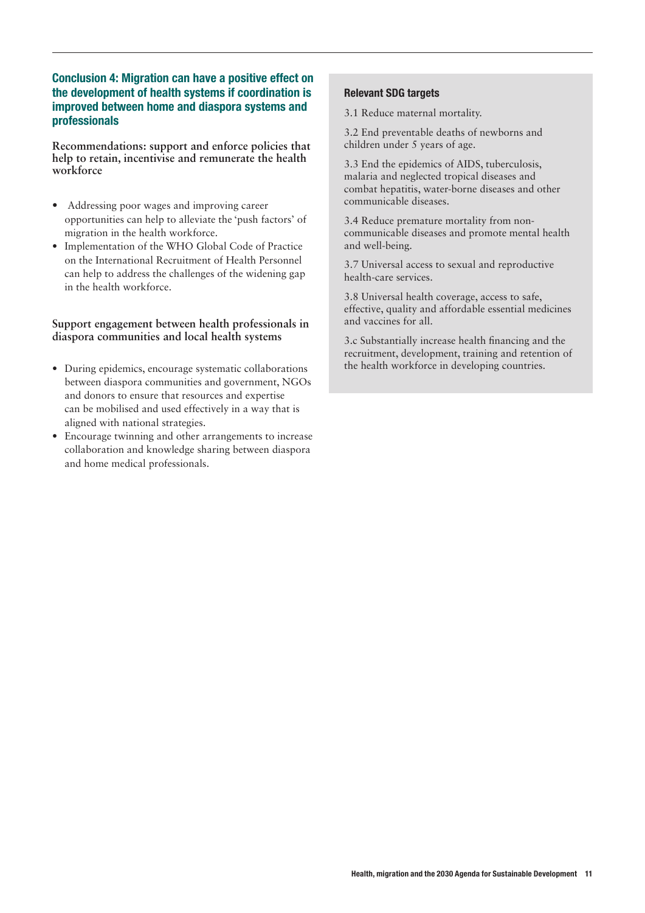### Conclusion 4: Migration can have a positive effect on the development of health systems if coordination is improved between home and diaspora systems and professionals

**Recommendations: support and enforce policies that help to retain, incentivise and remunerate the health workforce**

- Addressing poor wages and improving career opportunities can help to alleviate the 'push factors' of migration in the health workforce.
- Implementation of the WHO Global Code of Practice on the International Recruitment of Health Personnel can help to address the challenges of the widening gap in the health workforce.

**Support engagement between health professionals in diaspora communities and local health systems**

- During epidemics, encourage systematic collaborations between diaspora communities and government, NGOs and donors to ensure that resources and expertise can be mobilised and used effectively in a way that is aligned with national strategies.
- Encourage twinning and other arrangements to increase collaboration and knowledge sharing between diaspora and home medical professionals.

**Relevant SDG targets**

3.1 Reduce maternal mortality.

3.2 End preventable deaths of newborns and children under 5 years of age.

3.3 End the epidemics of AIDS, tuberculosis, malaria and neglected tropical diseases and combat hepatitis, water-borne diseases and other communicable diseases.

3.4 Reduce premature mortality from non-communicable diseases and promote mental health and well-being.

3.7 Universal access to sexual and reproductive health-care services.

3.8 Universal health coverage, access to safe, effective, quality and affordable essential medicines and vaccines for all.

3.c Substantially increase health financing and the recruitment, development, training and retention of the health workforce in developing countries.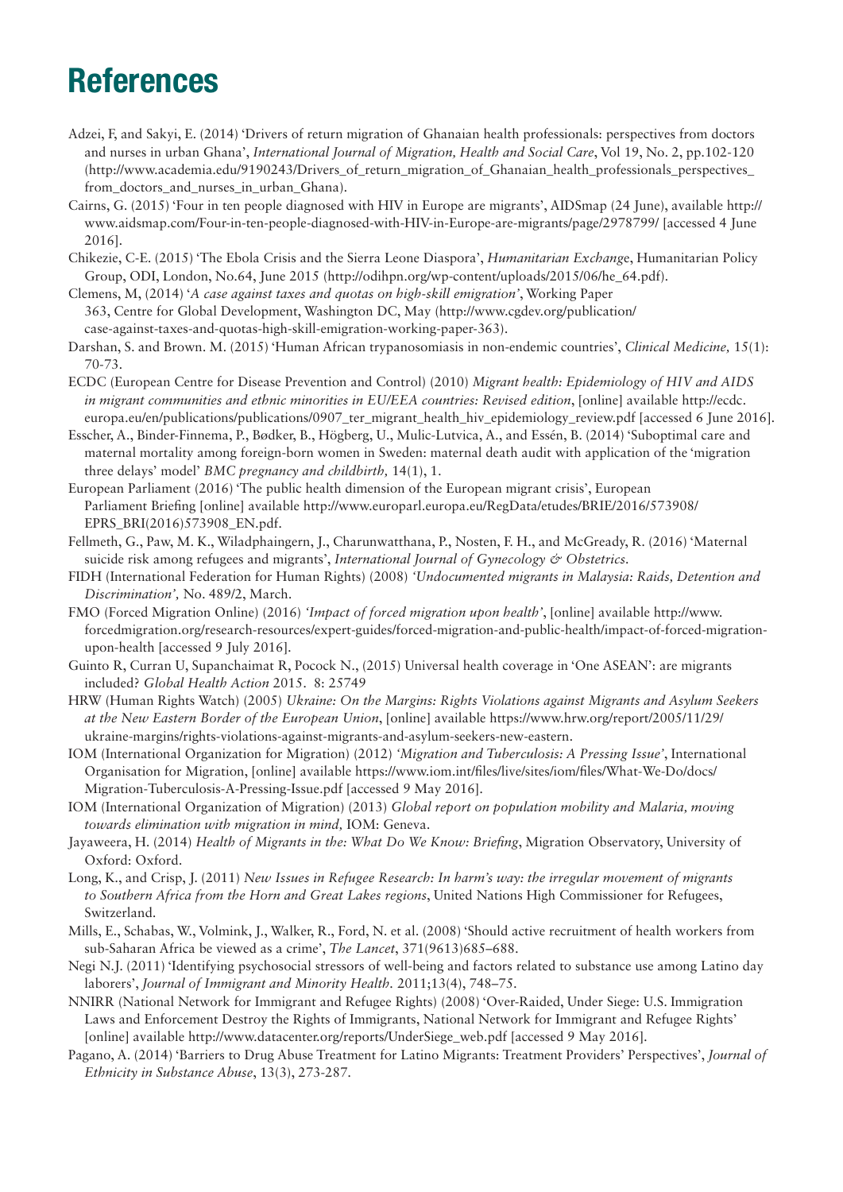# References

Adzei, F, and Sakyi, E. (2014) 'Drivers of return migration of Ghanaian health professionals: perspectives from doctors and nurses in urban Ghana', *International Journal of Migration, Health and Social Care*, Vol 19, No. 2, pp.102-120 (http://www.academia.edu/9190243/Drivers_of_return_migration_of_Ghanaian_health_professionals_perspectives_from_doctors_and_nurses_in_urban_Ghana).

Cairns, G. (2015) 'Four in ten people diagnosed with HIV in Europe are migrants', AIDSmap (24 June), available http://www.aidsmap.com/Four-in-ten-people-diagnosed-with-HIV-in-Europe-are-migrants/page/2978799/ [accessed 4 June 2016].

Chikezie, C-E. (2015) 'The Ebola Crisis and the Sierra Leone Diaspora', *Humanitarian Exchange*, Humanitarian Policy Group, ODI, London, No.64, June 2015 (http://odihpn.org/wp-content/uploads/2015/06/he_64.pdf).

Clemens, M, (2014) '*A case against taxes and quotas on high-skill emigration*', Working Paper 363, Centre for Global Development, Washington DC, May (http://www.cgdev.org/publication/case-against-taxes-and-quotas-high-skill-emigration-working-paper-363).

Darshan, S. and Brown. M. (2015) 'Human African trypanosomiasis in non-endemic countries', *Clinical Medicine,* 15(1): 70-73.

ECDC (European Centre for Disease Prevention and Control) (2010) *Migrant health: Epidemiology of HIV and AIDS in migrant communities and ethnic minorities in EU/EEA countries: Revised edition*, [online] available http://ecdc.europa.eu/en/publications/publications/0907_ter_migrant_health_hiv_epidemiology_review.pdf [accessed 6 June 2016].

Esscher, A., Binder-Finnema, P., Bødker, B., Högberg, U., Mulic-Lutvica, A., and Essén, B. (2014) 'Suboptimal care and maternal mortality among foreign-born women in Sweden: maternal death audit with application of the 'migration three delays' model' *BMC pregnancy and childbirth,* 14(1), 1.

European Parliament (2016) 'The public health dimension of the European migrant crisis', European Parliament Briefing [online] available http://www.europarl.europa.eu/RegData/etudes/BRIE/2016/573908/EPRS_BRI(2016)573908_EN.pdf.

Fellmeth, G., Paw, M. K., Wiladphaingern, J., Charunwatthana, P., Nosten, F. H., and McGready, R. (2016) 'Maternal suicide risk among refugees and migrants', *International Journal of Gynecology & Obstetrics*.

FIDH (International Federation for Human Rights) (2008) *'Undocumented migrants in Malaysia: Raids, Detention and Discrimination',* No. 489/2, March.

FMO (Forced Migration Online) (2016) *'Impact of forced migration upon health'*, [online] available http://www.forcedmigration.org/research-resources/expert-guides/forced-migration-and-public-health/impact-of-forced-migration-upon-health [accessed 9 July 2016].

Guinto R, Curran U, Supanchaimat R, Pocock N., (2015) Universal health coverage in 'One ASEAN': are migrants included? *Global Health Action* 2015. 8: 25749

HRW (Human Rights Watch) (2005) *Ukraine: On the Margins: Rights Violations against Migrants and Asylum Seekers at the New Eastern Border of the European Union*, [online] available https://www.hrw.org/report/2005/11/29/ukraine-margins/rights-violations-against-migrants-and-asylum-seekers-new-eastern.

IOM (International Organization for Migration) (2012) *'Migration and Tuberculosis: A Pressing Issue'*, International Organisation for Migration, [online] available https://www.iom.int/files/live/sites/iom/files/What-We-Do/docs/Migration-Tuberculosis-A-Pressing-Issue.pdf [accessed 9 May 2016].

IOM (International Organization of Migration) (2013) *Global report on population mobility and Malaria, moving towards elimination with migration in mind,* IOM: Geneva.

Jayaweera, H. (2014) *Health of Migrants in the: What Do We Know: Briefing*, Migration Observatory, University of Oxford: Oxford.

Long, K., and Crisp, J. (2011) *New Issues in Refugee Research: In harm's way: the irregular movement of migrants to Southern Africa from the Horn and Great Lakes regions*, United Nations High Commissioner for Refugees, Switzerland.

Mills, E., Schabas, W., Volmink, J., Walker, R., Ford, N. et al. (2008) 'Should active recruitment of health workers from sub-Saharan Africa be viewed as a crime', *The Lancet*, 371(9613)685–688.

Negi N.J. (2011) 'Identifying psychosocial stressors of well-being and factors related to substance use among Latino day laborers', *Journal of Immigrant and Minority Health*. 2011;13(4), 748–75.

NNIRR (National Network for Immigrant and Refugee Rights) (2008) 'Over-Raided, Under Siege: U.S. Immigration Laws and Enforcement Destroy the Rights of Immigrants, National Network for Immigrant and Refugee Rights' [online] available http://www.datacenter.org/reports/UnderSiege_web.pdf [accessed 9 May 2016].

Pagano, A. (2014) 'Barriers to Drug Abuse Treatment for Latino Migrants: Treatment Providers' Perspectives', *Journal of Ethnicity in Substance Abuse*, 13(3), 273-287.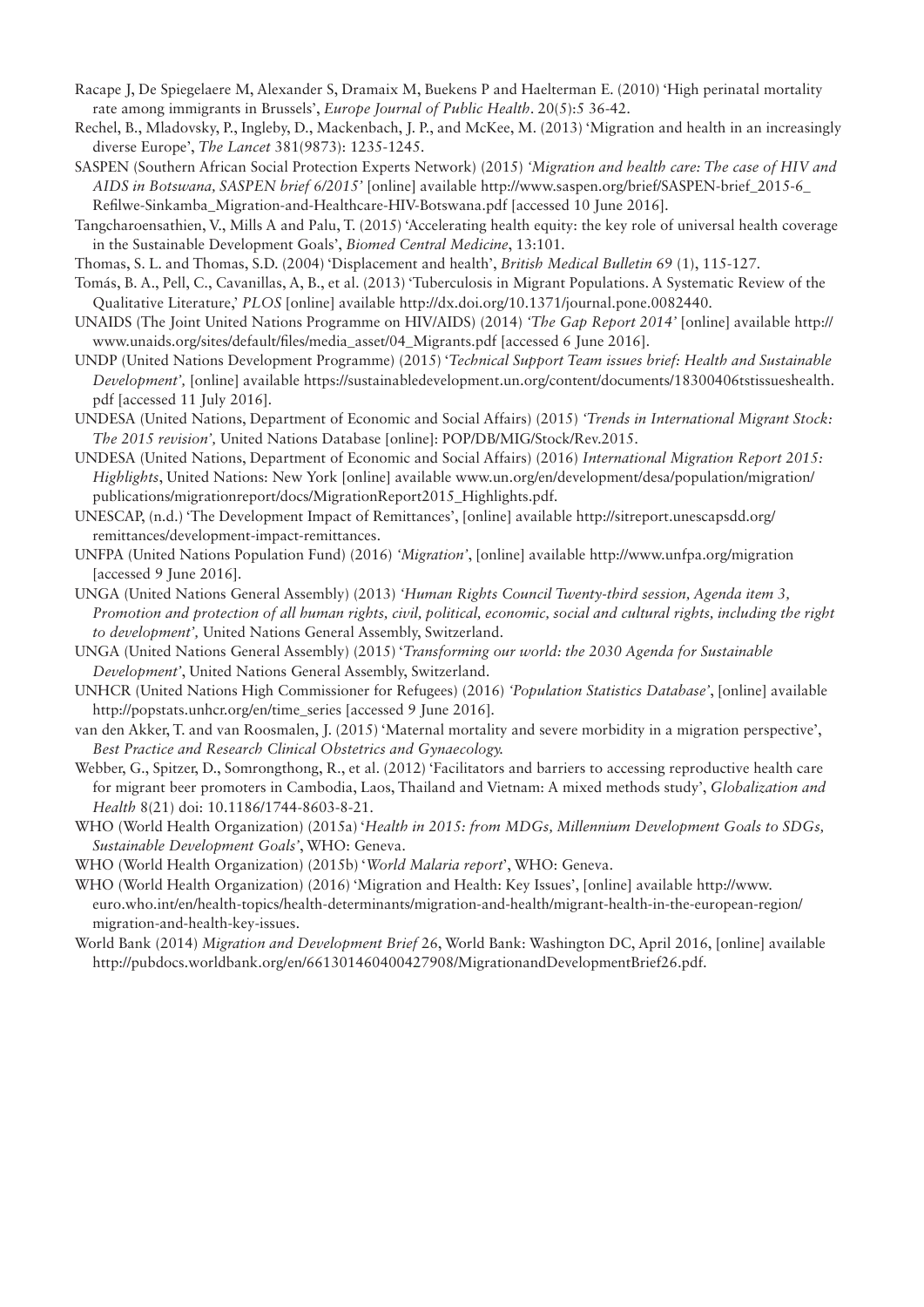Racape J, De Spiegelaere M, Alexander S, Dramaix M, Buekens P and Haelterman E. (2010) 'High perinatal mortality rate among immigrants in Brussels', *Europe Journal of Public Health*. 20(5):5 36-42.

Rechel, B., Mladovsky, P., Ingleby, D., Mackenbach, J. P., and McKee, M. (2013) 'Migration and health in an increasingly diverse Europe', *The Lancet* 381(9873): 1235-1245.

SASPEN (Southern African Social Protection Experts Network) (2015) *'Migration and health care: The case of HIV and AIDS in Botswana, SASPEN brief 6/2015'* [online] available http://www.saspen.org/brief/SASPEN-brief_2015-6_Refilwe-Sinkamba_Migration-and-Healthcare-HIV-Botswana.pdf [accessed 10 June 2016].

Tangcharoensathien, V., Mills A and Palu, T. (2015) 'Accelerating health equity: the key role of universal health coverage in the Sustainable Development Goals', *Biomed Central Medicine*, 13:101.

Thomas, S. L. and Thomas, S.D. (2004) 'Displacement and health', *British Medical Bulletin* 69 (1), 115-127.

Tomás, B. A., Pell, C., Cavanillas, A, B., et al. (2013) 'Tuberculosis in Migrant Populations. A Systematic Review of the Qualitative Literature,' *PLOS* [online] available http://dx.doi.org/10.1371/journal.pone.0082440.

UNAIDS (The Joint United Nations Programme on HIV/AIDS) (2014) *'The Gap Report 2014'* [online] available http://www.unaids.org/sites/default/files/media_asset/04_Migrants.pdf [accessed 6 June 2016].

UNDP (United Nations Development Programme) (2015) '*Technical Support Team issues brief: Health and Sustainable Development',* [online] available https://sustainabledevelopment.un.org/content/documents/18300406tstissueshealth.pdf [accessed 11 July 2016].

UNDESA (United Nations, Department of Economic and Social Affairs) (2015) *'Trends in International Migrant Stock: The 2015 revision',* United Nations Database [online]: POP/DB/MIG/Stock/Rev.2015.

UNDESA (United Nations, Department of Economic and Social Affairs) (2016) *International Migration Report 2015: Highlights*, United Nations: New York [online] available www.un.org/en/development/desa/population/migration/publications/migrationreport/docs/MigrationReport2015_Highlights.pdf.

UNESCAP, (n.d.) 'The Development Impact of Remittances', [online] available http://sitreport.unescapsdd.org/remittances/development-impact-remittances.

UNFPA (United Nations Population Fund) (2016) *'Migration'*, [online] available http://www.unfpa.org/migration [accessed 9 June 2016].

UNGA (United Nations General Assembly) (2013) *'Human Rights Council Twenty-third session, Agenda item 3, Promotion and protection of all human rights, civil, political, economic, social and cultural rights, including the right to development',* United Nations General Assembly, Switzerland.

UNGA (United Nations General Assembly) (2015) '*Transforming our world: the 2030 Agenda for Sustainable Development'*, United Nations General Assembly, Switzerland.

UNHCR (United Nations High Commissioner for Refugees) (2016) *'Population Statistics Database'*, [online] available http://popstats.unhcr.org/en/time_series [accessed 9 June 2016].

van den Akker, T. and van Roosmalen, J. (2015) 'Maternal mortality and severe morbidity in a migration perspective', *Best Practice and Research Clinical Obstetrics and Gynaecology.*

Webber, G., Spitzer, D., Somrongthong, R., et al. (2012) 'Facilitators and barriers to accessing reproductive health care for migrant beer promoters in Cambodia, Laos, Thailand and Vietnam: A mixed methods study', *Globalization and Health* 8(21) doi: 10.1186/1744-8603-8-21.

WHO (World Health Organization) (2015a) '*Health in 2015: from MDGs, Millennium Development Goals to SDGs, Sustainable Development Goals'*, WHO: Geneva.

WHO (World Health Organization) (2015b) '*World Malaria report*', WHO: Geneva.

WHO (World Health Organization) (2016) 'Migration and Health: Key Issues', [online] available http://www.euro.who.int/en/health-topics/health-determinants/migration-and-health/migrant-health-in-the-european-region/migration-and-health-key-issues.

World Bank (2014) *Migration and Development Brief* 26, World Bank: Washington DC, April 2016, [online] available http://pubdocs.worldbank.org/en/661301460400427908/MigrationandDevelopmentBrief26.pdf.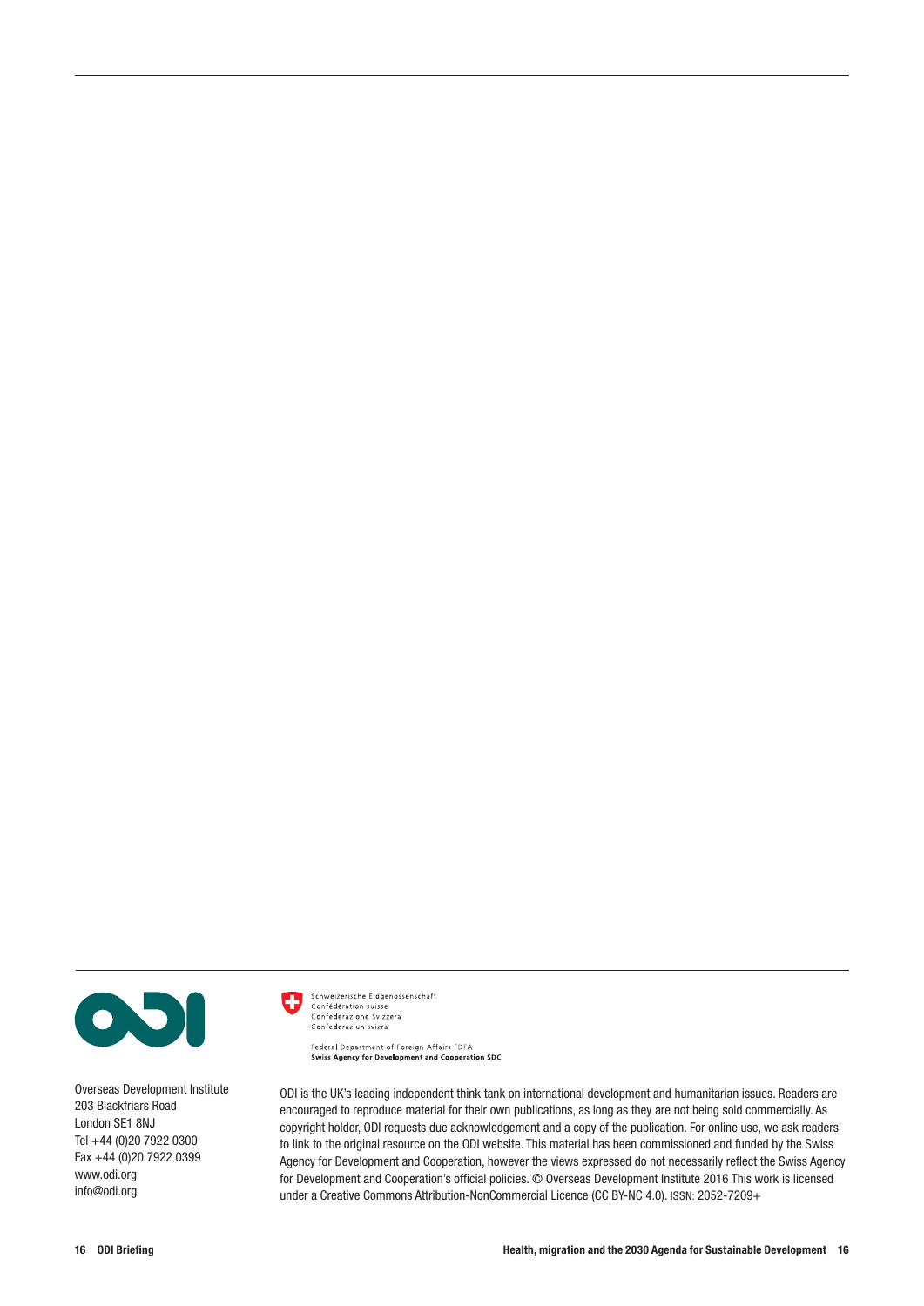Schweizerische Eidgenossenschaft
Confédération suisse
Confederazione Svizzera
Confederaziun svizra

Federal Department of Foreign Affairs FDFA
**Swiss Agency for Development and Cooperation SDC**

Overseas Development Institute
203 Blackfriars Road
London SE1 8NJ
Tel +44 (0)20 7922 0300
Fax +44 (0)20 7922 0399
www.odi.org
info@odi.org

ODI is the UK's leading independent think tank on international development and humanitarian issues. Readers are encouraged to reproduce material for their own publications, as long as they are not being sold commercially. As copyright holder, ODI requests due acknowledgement and a copy of the publication. For online use, we ask readers to link to the original resource on the ODI website. This material has been commissioned and funded by the Swiss Agency for Development and Cooperation, however the views expressed do not necessarily reflect the Swiss Agency for Development and Cooperation's official policies. © Overseas Development Institute 2016 This work is licensed under a Creative Commons Attribution-NonCommercial Licence (CC BY-NC 4.0). ISSN: 2052-7209+